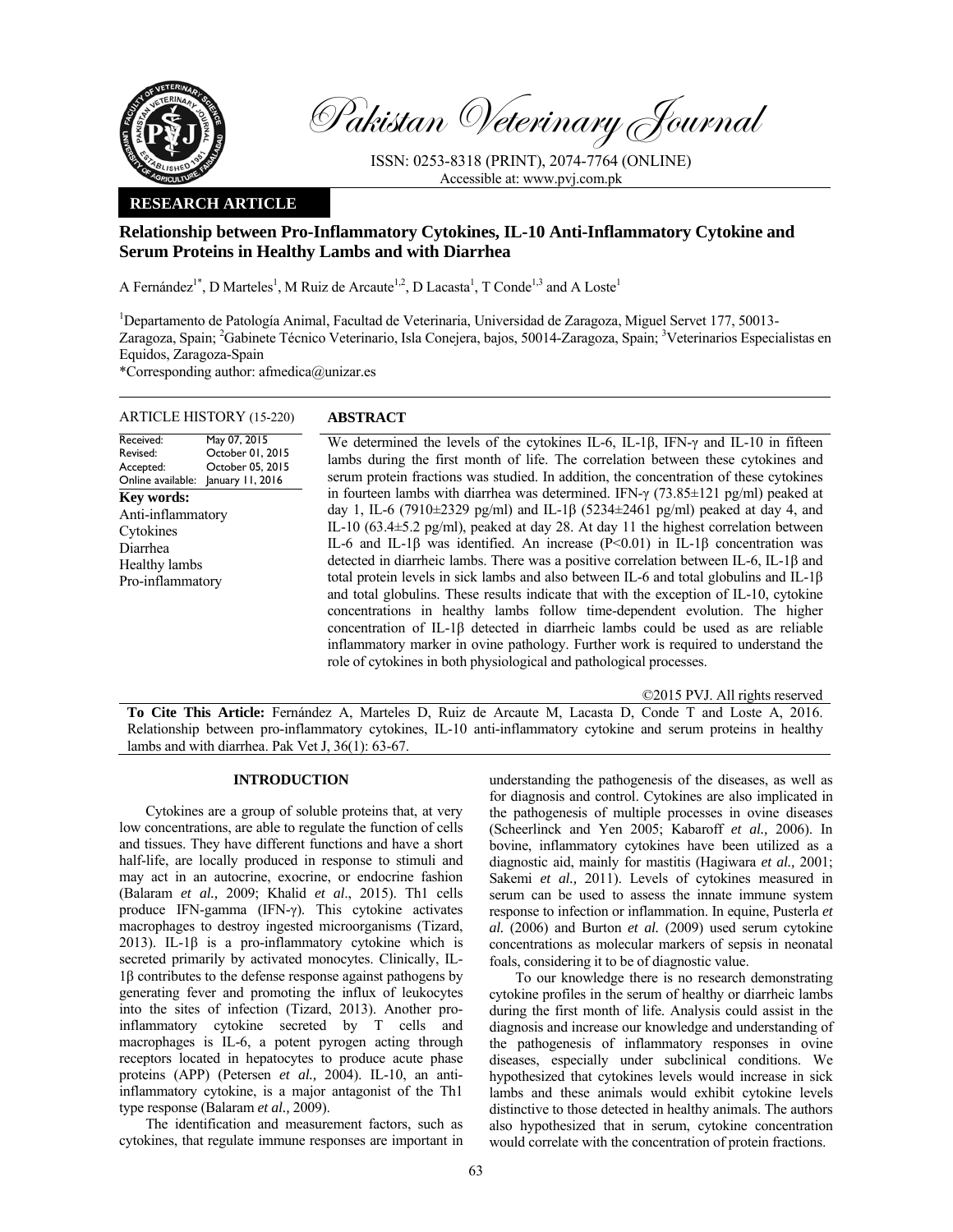# Relationship between Pro-Inflammatory Cytokines, IL-10 Anti-Inflammatory Cytokine and Serum Proteins in Healthy Lambs and with Diarrhea

A Fernández[1*], D Marteles[1], M Ruiz de Arcaute[1,2], D Lacasta[1], T Conde[1,3] and A Loste[1]

[1]Departamento de Patología Animal, Facultad de Veterinaria, Universidad de Zaragoza, Miguel Servet 177, 50013-Zaragoza, Spain; [2]Gabinete Técnico Veterinario, Isla Conejera, bajos, 50014-Zaragoza, Spain; [3]Veterinarios Especialistas en Equidos, Zaragoza-Spain

*Corresponding author: afmedica@unizar.es

**RESEARCH ARTICLE**

**ARTICLE HISTORY** (15-220)

| | |
|---|---|
| Received: | May 07, 2015 |
| Revised: | October 01, 2015 |
| Accepted: | October 05, 2015 |
| Online available: | January 11, 2016 |

**Key words:**
Anti-inflammatory
Cytokines
Diarrhea
Healthy lambs
Pro-inflammatory

## ABSTRACT

We determined the levels of the cytokines IL-6, IL-1β, IFN-γ and IL-10 in fifteen lambs during the first month of life. The correlation between these cytokines and serum protein fractions was studied. In addition, the concentration of these cytokines in fourteen lambs with diarrhea was determined. IFN-γ (73.85±121 pg/ml) peaked at day 1, IL-6 (7910±2329 pg/ml) and IL-1β (5234±2461 pg/ml) peaked at day 4, and IL-10 (63.4±5.2 pg/ml), peaked at day 28. At day 11 the highest correlation between IL-6 and IL-1β was identified. An increase ($P<0.01$) in IL-1β concentration was detected in diarrheic lambs. There was a positive correlation between IL-6, IL-1β and total protein levels in sick lambs and also between IL-6 and total globulins and IL-1β and total globulins. These results indicate that with the exception of IL-10, cytokine concentrations in healthy lambs follow time-dependent evolution. The higher concentration of IL-1β detected in diarrheic lambs could be used as are reliable inflammatory marker in ovine pathology. Further work is required to understand the role of cytokines in both physiological and pathological processes.

©2015 PVJ. All rights reserved

**To Cite This Article:** Fernández A, Marteles D, Ruiz de Arcaute M, Lacasta D, Conde T and Loste A, 2016. Relationship between pro-inflammatory cytokines, IL-10 anti-inflammatory cytokine and serum proteins in healthy lambs and with diarrhea. Pak Vet J, 36(1): 63-67.

## INTRODUCTION

Cytokines are a group of soluble proteins that, at very low concentrations, are able to regulate the function of cells and tissues. They have different functions and have a short half-life, are locally produced in response to stimuli and may act in an autocrine, exocrine, or endocrine fashion (Balaram *et al.,* 2009; Khalid *et al*., 2015). Th1 cells produce IFN-gamma (IFN-γ). This cytokine activates macrophages to destroy ingested microorganisms (Tizard, 2013). IL-1β is a pro-inflammatory cytokine which is secreted primarily by activated monocytes. Clinically, IL-1β contributes to the defense response against pathogens by generating fever and promoting the influx of leukocytes into the sites of infection (Tizard, 2013). Another pro-inflammatory cytokine secreted by T cells and macrophages is IL-6, a potent pyrogen acting through receptors located in hepatocytes to produce acute phase proteins (APP) (Petersen *et al.,* 2004). IL-10, an anti-inflammatory cytokine, is a major antagonist of the Th1 type response (Balaram *et al.,* 2009).

The identification and measurement factors, such as cytokines, that regulate immune responses are important in understanding the pathogenesis of the diseases, as well as for diagnosis and control. Cytokines are also implicated in the pathogenesis of multiple processes in ovine diseases (Scheerlinck and Yen 2005; Kabaroff *et al.,* 2006). In bovine, inflammatory cytokines have been utilized as a diagnostic aid, mainly for mastitis (Hagiwara *et al.,* 2001; Sakemi *et al.,* 2011). Levels of cytokines measured in serum can be used to assess the innate immune system response to infection or inflammation. In equine, Pusterla *et al.* (2006) and Burton *et al.* (2009) used serum cytokine concentrations as molecular markers of sepsis in neonatal foals, considering it to be of diagnostic value.

To our knowledge there is no research demonstrating cytokine profiles in the serum of healthy or diarrheic lambs during the first month of life. Analysis could assist in the diagnosis and increase our knowledge and understanding of the pathogenesis of inflammatory responses in ovine diseases, especially under subclinical conditions. We hypothesized that cytokines levels would increase in sick lambs and these animals would exhibit cytokine levels distinctive to those detected in healthy animals. The authors also hypothesized that in serum, cytokine concentration would correlate with the concentration of protein fractions.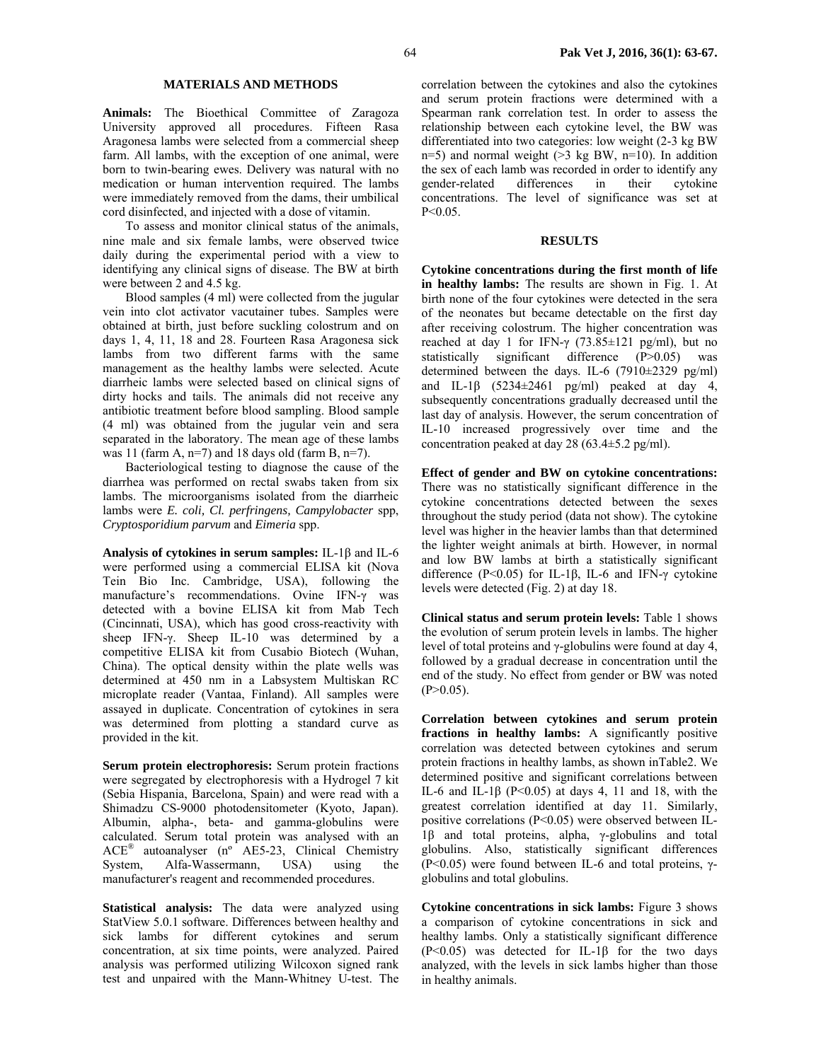## MATERIALS AND METHODS

**Animals:** The Bioethical Committee of Zaragoza University approved all procedures. Fifteen Rasa Aragonesa lambs were selected from a commercial sheep farm. All lambs, with the exception of one animal, were born to twin-bearing ewes. Delivery was natural with no medication or human intervention required. The lambs were immediately removed from the dams, their umbilical cord disinfected, and injected with a dose of vitamin.

To assess and monitor clinical status of the animals, nine male and six female lambs, were observed twice daily during the experimental period with a view to identifying any clinical signs of disease. The BW at birth were between 2 and 4.5 kg.

Blood samples (4 ml) were collected from the jugular vein into clot activator vacutainer tubes. Samples were obtained at birth, just before suckling colostrum and on days 1, 4, 11, 18 and 28. Fourteen Rasa Aragonesa sick lambs from two different farms with the same management as the healthy lambs were selected. Acute diarrheic lambs were selected based on clinical signs of dirty hocks and tails. The animals did not receive any antibiotic treatment before blood sampling. Blood sample (4 ml) was obtained from the jugular vein and sera separated in the laboratory. The mean age of these lambs was 11 (farm A, n=7) and 18 days old (farm B, n=7).

Bacteriological testing to diagnose the cause of the diarrhea was performed on rectal swabs taken from six lambs. The microorganisms isolated from the diarrheic lambs were *E. coli, Cl. perfringens, Campylobacter* spp, *Cryptosporidium parvum* and *Eimeria* spp.

**Analysis of cytokines in serum samples:** IL-1β and IL-6 were performed using a commercial ELISA kit (Nova Tein Bio Inc. Cambridge, USA), following the manufacture's recommendations. Ovine IFN-γ was detected with a bovine ELISA kit from Mab Tech (Cincinnati, USA), which has good cross-reactivity with sheep IFN-γ. Sheep IL-10 was determined by a competitive ELISA kit from Cusabio Biotech (Wuhan, China). The optical density within the plate wells was determined at 450 nm in a Labsystem Multiskan RC microplate reader (Vantaa, Finland). All samples were assayed in duplicate. Concentration of cytokines in sera was determined from plotting a standard curve as provided in the kit.

**Serum protein electrophoresis:** Serum protein fractions were segregated by electrophoresis with a Hydrogel 7 kit (Sebia Hispania, Barcelona, Spain) and were read with a Shimadzu CS-9000 photodensitometer (Kyoto, Japan). Albumin, alpha-, beta- and gamma-globulins were calculated. Serum total protein was analysed with an ACE® autoanalyser (nº AE5-23, Clinical Chemistry System, Alfa-Wassermann, USA) using the manufacturer's reagent and recommended procedures.

**Statistical analysis:** The data were analyzed using StatView 5.0.1 software. Differences between healthy and sick lambs for different cytokines and serum concentration, at six time points, were analyzed. Paired analysis was performed utilizing Wilcoxon signed rank test and unpaired with the Mann-Whitney U-test. The correlation between the cytokines and also the cytokines and serum protein fractions were determined with a Spearman rank correlation test. In order to assess the relationship between each cytokine level, the BW was differentiated into two categories: low weight (2-3 kg BW n=5) and normal weight (>3 kg BW, n=10). In addition the sex of each lamb was recorded in order to identify any gender-related differences in their cytokine concentrations. The level of significance was set at $P<0.05$.

## RESULTS

**Cytokine concentrations during the first month of life in healthy lambs:** The results are shown in Fig. 1. At birth none of the four cytokines were detected in the sera of the neonates but became detectable on the first day after receiving colostrum. The higher concentration was reached at day 1 for IFN-γ (73.85±121 pg/ml), but no statistically significant difference ($P>0.05$) was determined between the days. IL-6 (7910±2329 pg/ml) and IL-1β (5234±2461 pg/ml) peaked at day 4, subsequently concentrations gradually decreased until the last day of analysis. However, the serum concentration of IL-10 increased progressively over time and the concentration peaked at day 28 (63.4±5.2 pg/ml).

**Effect of gender and BW on cytokine concentrations:** There was no statistically significant difference in the cytokine concentrations detected between the sexes throughout the study period (data not show). The cytokine level was higher in the heavier lambs than that determined the lighter weight animals at birth. However, in normal and low BW lambs at birth a statistically significant difference ($P<0.05$) for IL-1β, IL-6 and IFN-γ cytokine levels were detected (Fig. 2) at day 18.

**Clinical status and serum protein levels:** Table 1 shows the evolution of serum protein levels in lambs. The higher level of total proteins and γ-globulins were found at day 4, followed by a gradual decrease in concentration until the end of the study. No effect from gender or BW was noted ($P>0.05$).

**Correlation between cytokines and serum protein fractions in healthy lambs:** A significantly positive correlation was detected between cytokines and serum protein fractions in healthy lambs, as shown inTable2. We determined positive and significant correlations between IL-6 and IL-1β ($P<0.05$) at days 4, 11 and 18, with the greatest correlation identified at day 11. Similarly, positive correlations ($P<0.05$) were observed between IL-1β and total proteins, alpha, γ-globulins and total globulins. Also, statistically significant differences ($P<0.05$) were found between IL-6 and total proteins, γ-globulins and total globulins.

**Cytokine concentrations in sick lambs:** Figure 3 shows a comparison of cytokine concentrations in sick and healthy lambs. Only a statistically significant difference ($P<0.05$) was detected for IL-1β for the two days analyzed, with the levels in sick lambs higher than those in healthy animals.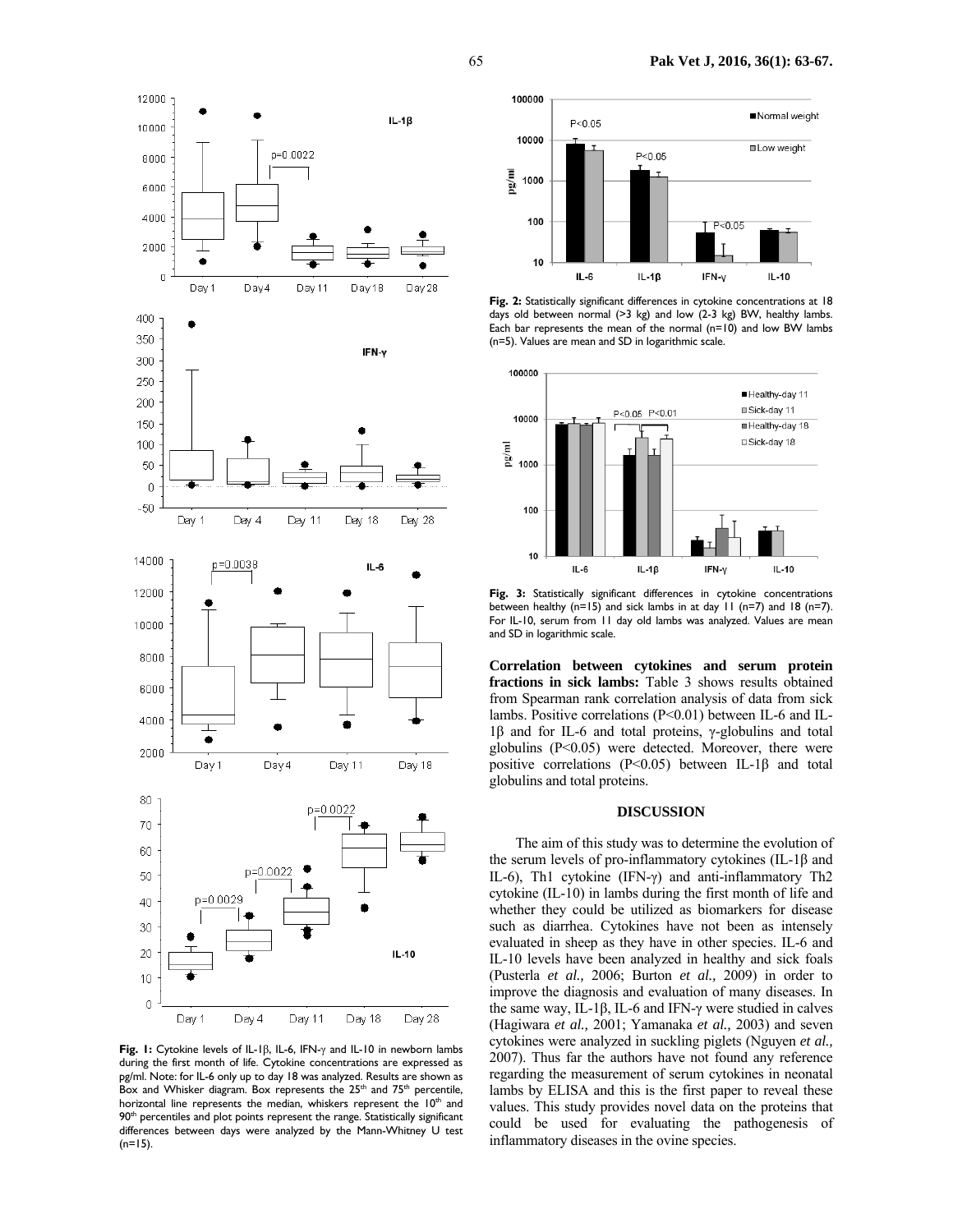**Fig. 1:** Cytokine levels of IL-1β, IL-6, IFN-γ and IL-10 in newborn lambs during the first month of life. Cytokine concentrations are expressed as pg/ml. Note: for IL-6 only up to day 18 was analyzed. Results are shown as Box and Whisker diagram. Box represents the 25th and 75th percentile, horizontal line represents the median, whiskers represent the 10th and 90th percentiles and plot points represent the range. Statistically significant differences between days were analyzed by the Mann-Whitney U test (n=15).

**Fig. 2:** Statistically significant differences in cytokine concentrations at 18 days old between normal (>3 kg) and low (2-3 kg) BW, healthy lambs. Each bar represents the mean of the normal (n=10) and low BW lambs (n=5). Values are mean and SD in logarithmic scale.

**Fig. 3:** Statistically significant differences in cytokine concentrations between healthy (n=15) and sick lambs in at day 11 (n=7) and 18 (n=7). For IL-10, serum from 11 day old lambs was analyzed. Values are mean and SD in logarithmic scale.

**Correlation between cytokines and serum protein fractions in sick lambs:** Table 3 shows results obtained from Spearman rank correlation analysis of data from sick lambs. Positive correlations (P<0.01) between IL-6 and IL-1β and for IL-6 and total proteins, γ-globulins and total globulins (P<0.05) were detected. Moreover, there were positive correlations (P<0.05) between IL-1β and total globulins and total proteins.

## DISCUSSION

The aim of this study was to determine the evolution of the serum levels of pro-inflammatory cytokines (IL-1β and IL-6), Th1 cytokine (IFN-γ) and anti-inflammatory Th2 cytokine (IL-10) in lambs during the first month of life and whether they could be utilized as biomarkers for disease such as diarrhea. Cytokines have not been as intensely evaluated in sheep as they have in other species. IL-6 and IL-10 levels have been analyzed in healthy and sick foals (Pusterla *et al.,* 2006; Burton *et al.,* 2009) in order to improve the diagnosis and evaluation of many diseases. In the same way, IL-1β, IL-6 and IFN-γ were studied in calves (Hagiwara *et al.,* 2001; Yamanaka *et al.,* 2003) and seven cytokines were analyzed in suckling piglets (Nguyen *et al.,* 2007). Thus far the authors have not found any reference regarding the measurement of serum cytokines in neonatal lambs by ELISA and this is the first paper to reveal these values. This study provides novel data on the proteins that could be used for evaluating the pathogenesis of inflammatory diseases in the ovine species.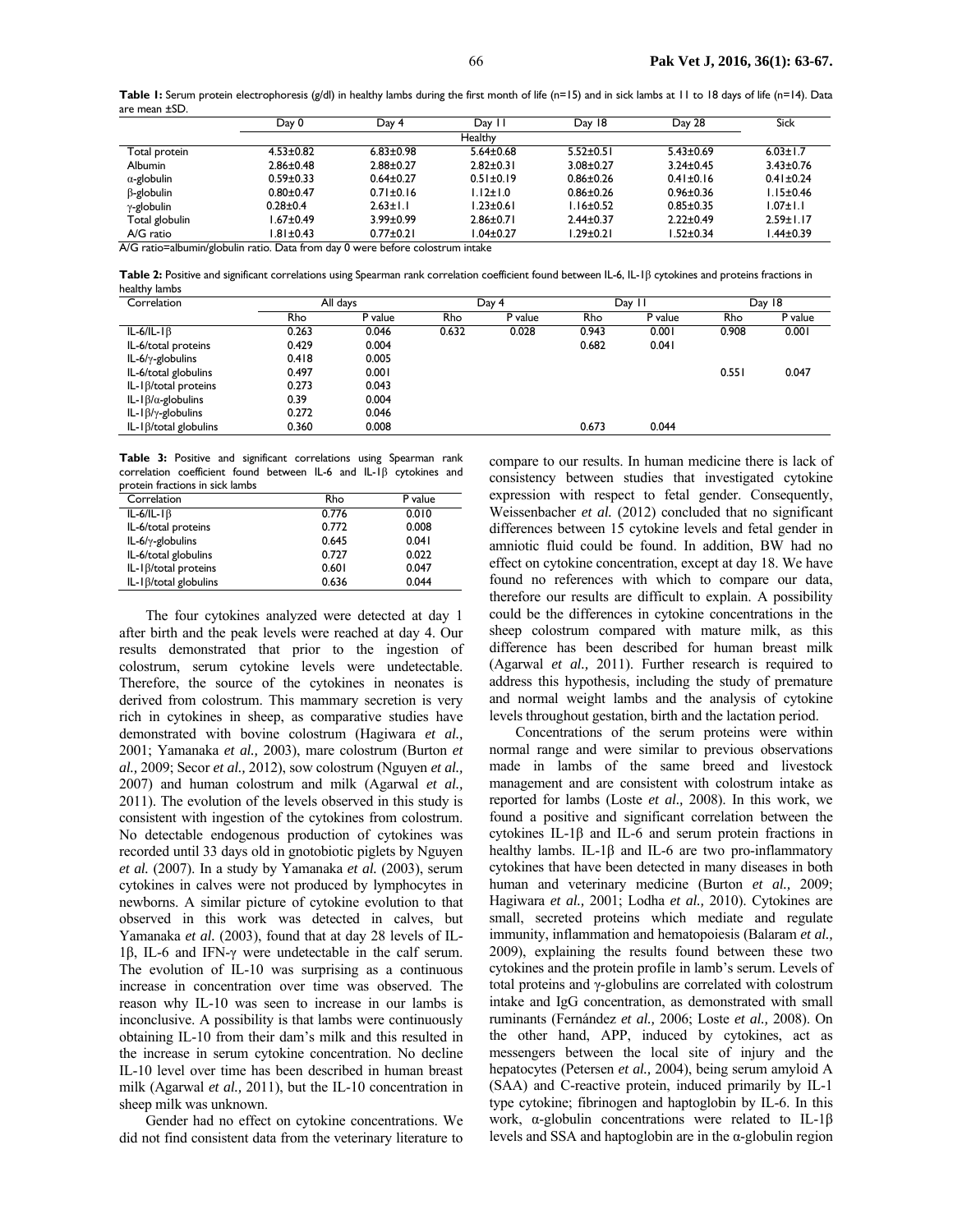**Table 1:** Serum protein electrophoresis (g/dl) in healthy lambs during the first month of life (n=15) and in sick lambs at 11 to 18 days of life (n=14). Data are mean ±SD.

| | Day 0 | Day 4 | Day 11 | Day 18 | Day 28 | Sick |
|---|---|---|---|---|---|---|
| | | | Healthy | | | |
| Total protein | 4.53±0.82 | 6.83±0.98 | 5.64±0.68 | 5.52±0.51 | 5.43±0.69 | 6.03±1.7 |
| Albumin | 2.86±0.48 | 2.88±0.27 | 2.82±0.31 | 3.08±0.27 | 3.24±0.45 | 3.43±0.76 |
| α-globulin | 0.59±0.33 | 0.64±0.27 | 0.51±0.19 | 0.86±0.26 | 0.41±0.16 | 0.41±0.24 |
| β-globulin | 0.80±0.47 | 0.71±0.16 | 1.12±1.0 | 0.86±0.26 | 0.96±0.36 | 1.15±0.46 |
| γ-globulin | 0.28±0.4 | 2.63±1.1 | 1.23±0.61 | 1.16±0.52 | 0.85±0.35 | 1.07±1.1 |
| Total globulin | 1.67±0.49 | 3.99±0.99 | 2.86±0.71 | 2.44±0.37 | 2.22±0.49 | 2.59±1.17 |
| A/G ratio | 1.81±0.43 | 0.77±0.21 | 1.04±0.27 | 1.29±0.21 | 1.52±0.34 | 1.44±0.39 |

A/G ratio=albumin/globulin ratio. Data from day 0 were before colostrum intake

**Table 2:** Positive and significant correlations using Spearman rank correlation coefficient found between IL-6, IL-1β cytokines and proteins fractions in healthy lambs

| Correlation | All days | | Day 4 | | Day 11 | | Day 18 | |
|---|---|---|---|---|---|---|---|---|
| | Rho | P value | Rho | P value | Rho | P value | Rho | P value |
| IL-6/IL-1β | 0.263 | 0.046 | 0.632 | 0.028 | 0.943 | 0.001 | 0.908 | 0.001 |
| IL-6/total proteins | 0.429 | 0.004 | | | 0.682 | 0.041 | | |
| IL-6/γ-globulins | 0.418 | 0.005 | | | | | | |
| IL-6/total globulins | 0.497 | 0.001 | | | | | 0.551 | 0.047 |
| IL-1β/total proteins | 0.273 | 0.043 | | | | | | |
| IL-1β/α-globulins | 0.39 | 0.004 | | | | | | |
| IL-1β/γ-globulins | 0.272 | 0.046 | | | | | | |
| IL-1β/total globulins | 0.360 | 0.008 | | | 0.673 | 0.044 | | |

**Table 3:** Positive and significant correlations using Spearman rank correlation coefficient found between IL-6 and IL-1β cytokines and protein fractions in sick lambs

| Correlation | Rho | P value |
|---|---|---|
| IL-6/IL-1β | 0.776 | 0.010 |
| IL-6/total proteins | 0.772 | 0.008 |
| IL-6/γ-globulins | 0.645 | 0.041 |
| IL-6/total globulins | 0.727 | 0.022 |
| IL-1β/total proteins | 0.601 | 0.047 |
| IL-1β/total globulins | 0.636 | 0.044 |

The four cytokines analyzed were detected at day 1 after birth and the peak levels were reached at day 4. Our results demonstrated that prior to the ingestion of colostrum, serum cytokine levels were undetectable. Therefore, the source of the cytokines in neonates is derived from colostrum. This mammary secretion is very rich in cytokines in sheep, as comparative studies have demonstrated with bovine colostrum (Hagiwara *et al.,* 2001; Yamanaka *et al.,* 2003), mare colostrum (Burton *et al.,* 2009; Secor *et al.,* 2012), sow colostrum (Nguyen *et al.,* 2007) and human colostrum and milk (Agarwal *et al.,* 2011). The evolution of the levels observed in this study is consistent with ingestion of the cytokines from colostrum. No detectable endogenous production of cytokines was recorded until 33 days old in gnotobiotic piglets by Nguyen *et al.* (2007). In a study by Yamanaka *et al.* (2003), serum cytokines in calves were not produced by lymphocytes in newborns. A similar picture of cytokine evolution to that observed in this work was detected in calves, but Yamanaka *et al.* (2003), found that at day 28 levels of IL-1β, IL-6 and IFN-γ were undetectable in the calf serum. The evolution of IL-10 was surprising as a continuous increase in concentration over time was observed. The reason why IL-10 was seen to increase in our lambs is inconclusive. A possibility is that lambs were continuously obtaining IL-10 from their dam's milk and this resulted in the increase in serum cytokine concentration. No decline IL-10 level over time has been described in human breast milk (Agarwal *et al.,* 2011), but the IL-10 concentration in sheep milk was unknown.

Gender had no effect on cytokine concentrations. We did not find consistent data from the veterinary literature to compare to our results. In human medicine there is lack of consistency between studies that investigated cytokine expression with respect to fetal gender. Consequently, Weissenbacher *et al.* (2012) concluded that no significant differences between 15 cytokine levels and fetal gender in amniotic fluid could be found. In addition, BW had no effect on cytokine concentration, except at day 18. We have found no references with which to compare our data, therefore our results are difficult to explain. A possibility could be the differences in cytokine concentrations in the sheep colostrum compared with mature milk, as this difference has been described for human breast milk (Agarwal *et al.,* 2011). Further research is required to address this hypothesis, including the study of premature and normal weight lambs and the analysis of cytokine levels throughout gestation, birth and the lactation period.

Concentrations of the serum proteins were within normal range and were similar to previous observations made in lambs of the same breed and livestock management and are consistent with colostrum intake as reported for lambs (Loste *et al.,* 2008). In this work, we found a positive and significant correlation between the cytokines IL-1β and IL-6 and serum protein fractions in healthy lambs. IL-1β and IL-6 are two pro-inflammatory cytokines that have been detected in many diseases in both human and veterinary medicine (Burton *et al.,* 2009; Hagiwara *et al.,* 2001; Lodha *et al.,* 2010). Cytokines are small, secreted proteins which mediate and regulate immunity, inflammation and hematopoiesis (Balaram *et al.,* 2009), explaining the results found between these two cytokines and the protein profile in lamb's serum. Levels of total proteins and γ-globulins are correlated with colostrum intake and IgG concentration, as demonstrated with small ruminants (Fernández *et al.,* 2006; Loste *et al.,* 2008). On the other hand, APP, induced by cytokines, act as messengers between the local site of injury and the hepatocytes (Petersen *et al.,* 2004), being serum amyloid A (SAA) and C-reactive protein, induced primarily by IL-1 type cytokine; fibrinogen and haptoglobin by IL-6. In this work, α-globulin concentrations were related to IL-1β levels and SSA and haptoglobin are in the α-globulin region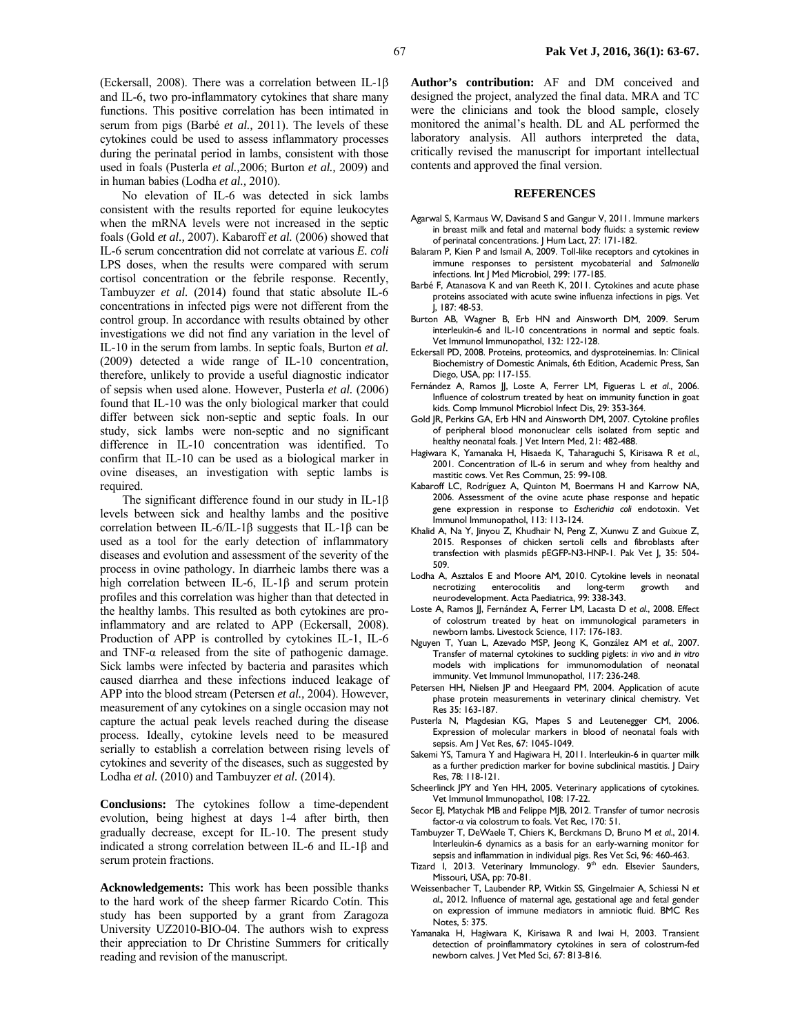(Eckersall, 2008). There was a correlation between IL-1β and IL-6, two pro-inflammatory cytokines that share many functions. This positive correlation has been intimated in serum from pigs (Barbé *et al.,* 2011). The levels of these cytokines could be used to assess inflammatory processes during the perinatal period in lambs, consistent with those used in foals (Pusterla *et al.,*2006; Burton *et al.,* 2009) and in human babies (Lodha *et al.,* 2010).

No elevation of IL-6 was detected in sick lambs consistent with the results reported for equine leukocytes when the mRNA levels were not increased in the septic foals (Gold *et al.,* 2007). Kabaroff *et al.* (2006) showed that IL-6 serum concentration did not correlate at various *E. coli* LPS doses, when the results were compared with serum cortisol concentration or the febrile response. Recently, Tambuyzer *et al.* (2014) found that static absolute IL-6 concentrations in infected pigs were not different from the control group. In accordance with results obtained by other investigations we did not find any variation in the level of IL-10 in the serum from lambs. In septic foals, Burton *et al.* (2009) detected a wide range of IL-10 concentration, therefore, unlikely to provide a useful diagnostic indicator of sepsis when used alone. However, Pusterla *et al.* (2006) found that IL-10 was the only biological marker that could differ between sick non-septic and septic foals. In our study, sick lambs were non-septic and no significant difference in IL-10 concentration was identified. To confirm that IL-10 can be used as a biological marker in ovine diseases, an investigation with septic lambs is required.

The significant difference found in our study in IL-1β levels between sick and healthy lambs and the positive correlation between IL-6/IL-1β suggests that IL-1β can be used as a tool for the early detection of inflammatory diseases and evolution and assessment of the severity of the process in ovine pathology. In diarrheic lambs there was a high correlation between IL-6, IL-1β and serum protein profiles and this correlation was higher than that detected in the healthy lambs. This resulted as both cytokines are pro-inflammatory and are related to APP (Eckersall, 2008). Production of APP is controlled by cytokines IL-1, IL-6 and TNF-α released from the site of pathogenic damage. Sick lambs were infected by bacteria and parasites which caused diarrhea and these infections induced leakage of APP into the blood stream (Petersen *et al.,* 2004). However, measurement of any cytokines on a single occasion may not capture the actual peak levels reached during the disease process. Ideally, cytokine levels need to be measured serially to establish a correlation between rising levels of cytokines and severity of the diseases, such as suggested by Lodha *et al.* (2010) and Tambuyzer *et al.* (2014).

**Conclusions:** The cytokines follow a time-dependent evolution, being highest at days 1-4 after birth, then gradually decrease, except for IL-10. The present study indicated a strong correlation between IL-6 and IL-1β and serum protein fractions.

**Acknowledgements:** This work has been possible thanks to the hard work of the sheep farmer Ricardo Cotín. This study has been supported by a grant from Zaragoza University UZ2010-BIO-04. The authors wish to express their appreciation to Dr Christine Summers for critically reading and revision of the manuscript.

**Author's contribution:** AF and DM conceived and designed the project, analyzed the final data. MRA and TC were the clinicians and took the blood sample, closely monitored the animal's health. DL and AL performed the laboratory analysis. All authors interpreted the data, critically revised the manuscript for important intellectual contents and approved the final version.

## REFERENCES

Agarwal S, Karmaus W, Davisand S and Gangur V, 2011. Immune markers in breast milk and fetal and maternal body fluids: a systemic review of perinatal concentrations. J Hum Lact, 27: 171-182.

Balaram P, Kien P and Ismail A, 2009. Toll-like receptors and cytokines in immune responses to persistent mycobaterial and *Salmonella* infections. Int J Med Microbiol, 299: 177-185.

Barbé F, Atanasova K and van Reeth K, 2011. Cytokines and acute phase proteins associated with acute swine influenza infections in pigs. Vet J, 187: 48-53.

Burton AB, Wagner B, Erb HN and Ainsworth DM, 2009. Serum interleukin-6 and IL-10 concentrations in normal and septic foals. Vet Immunol Immunopathol, 132: 122-128.

Eckersall PD, 2008. Proteins, proteomics, and dysproteinemias. In: Clinical Biochemistry of Domestic Animals, 6th Edition, Academic Press, San Diego, USA, pp: 117-155.

Fernández A, Ramos JJ, Loste A, Ferrer LM, Figueras L *et al*., 2006. Influence of colostrum treated by heat on immunity function in goat kids. Comp Immunol Microbiol Infect Dis, 29: 353-364.

Gold JR, Perkins GA, Erb HN and Ainsworth DM, 2007. Cytokine profiles of peripheral blood mononuclear cells isolated from septic and healthy neonatal foals. J Vet Intern Med, 21: 482-488.

Hagiwara K, Yamanaka H, Hisaeda K, Taharaguchi S, Kirisawa R *et al*., 2001. Concentration of IL-6 in serum and whey from healthy and mastitic cows. Vet Res Commun, 25: 99-108.

Kabaroff LC, Rodríguez A, Quinton M, Boermans H and Karrow NA, 2006. Assessment of the ovine acute phase response and hepatic gene expression in response to *Escherichia coli* endotoxin. Vet Immunol Immunopathol, 113: 113-124.

Khalid A, Na Y, Jinyou Z, Khudhair N, Peng Z, Xunwu Z and Guixue Z, 2015. Responses of chicken sertoli cells and fibroblasts after transfection with plasmids pEGFP-N3-HNP-1. Pak Vet J, 35: 504-509.

Lodha A, Asztalos E and Moore AM, 2010. Cytokine levels in neonatal necrotizing enterocolitis and long-term growth and neurodevelopment. Acta Paediatrica, 99: 338-343.

Loste A, Ramos JJ, Fernández A, Ferrer LM, Lacasta D *et al*., 2008. Effect of colostrum treated by heat on immunological parameters in newborn lambs. Livestock Science, 117: 176-183.

Nguyen T, Yuan L, Azevado MSP, Jeong K, González AM *et al*., 2007. Transfer of maternal cytokines to suckling piglets: *in vivo* and *in vitro* models with implications for immunomodulation of neonatal immunity. Vet Immunol Immunopathol, 117: 236-248.

Petersen HH, Nielsen JP and Heegaard PM, 2004. Application of acute phase protein measurements in veterinary clinical chemistry. Vet Res 35: 163-187.

Pusterla N, Magdesian KG, Mapes S and Leutenegger CM, 2006. Expression of molecular markers in blood of neonatal foals with sepsis. Am J Vet Res, 67: 1045-1049.

Sakemi YS, Tamura Y and Hagiwara H, 2011. Interleukin-6 in quarter milk as a further prediction marker for bovine subclinical mastitis. J Dairy Res, 78: 118-121.

Scheerlinck JPY and Yen HH, 2005. Veterinary applications of cytokines. Vet Immunol Immunopathol, 108: 17-22.

Secor EJ, Matychak MB and Felippe MJB, 2012. Transfer of tumor necrosis factor-α via colostrum to foals. Vet Rec, 170: 51.

Tambuyzer T, DeWaele T, Chiers K, Berckmans D, Bruno M *et al*., 2014. Interleukin-6 dynamics as a basis for an early-warning monitor for sepsis and inflammation in individual pigs. Res Vet Sci, 96: 460-463.

Tizard I, 2013. Veterinary Immunology. 9th edn. Elsevier Saunders, Missouri, USA, pp: 70-81.

Weissenbacher T, Laubender RP, Witkin SS, Gingelmaier A, Schiessi N *et al*., 2012. Influence of maternal age, gestational age and fetal gender on expression of immune mediators in amniotic fluid. BMC Res Notes, 5: 375.

Yamanaka H, Hagiwara K, Kirisawa R and Iwai H, 2003. Transient detection of proinflammatory cytokines in sera of colostrum-fed newborn calves. J Vet Med Sci, 67: 813-816.